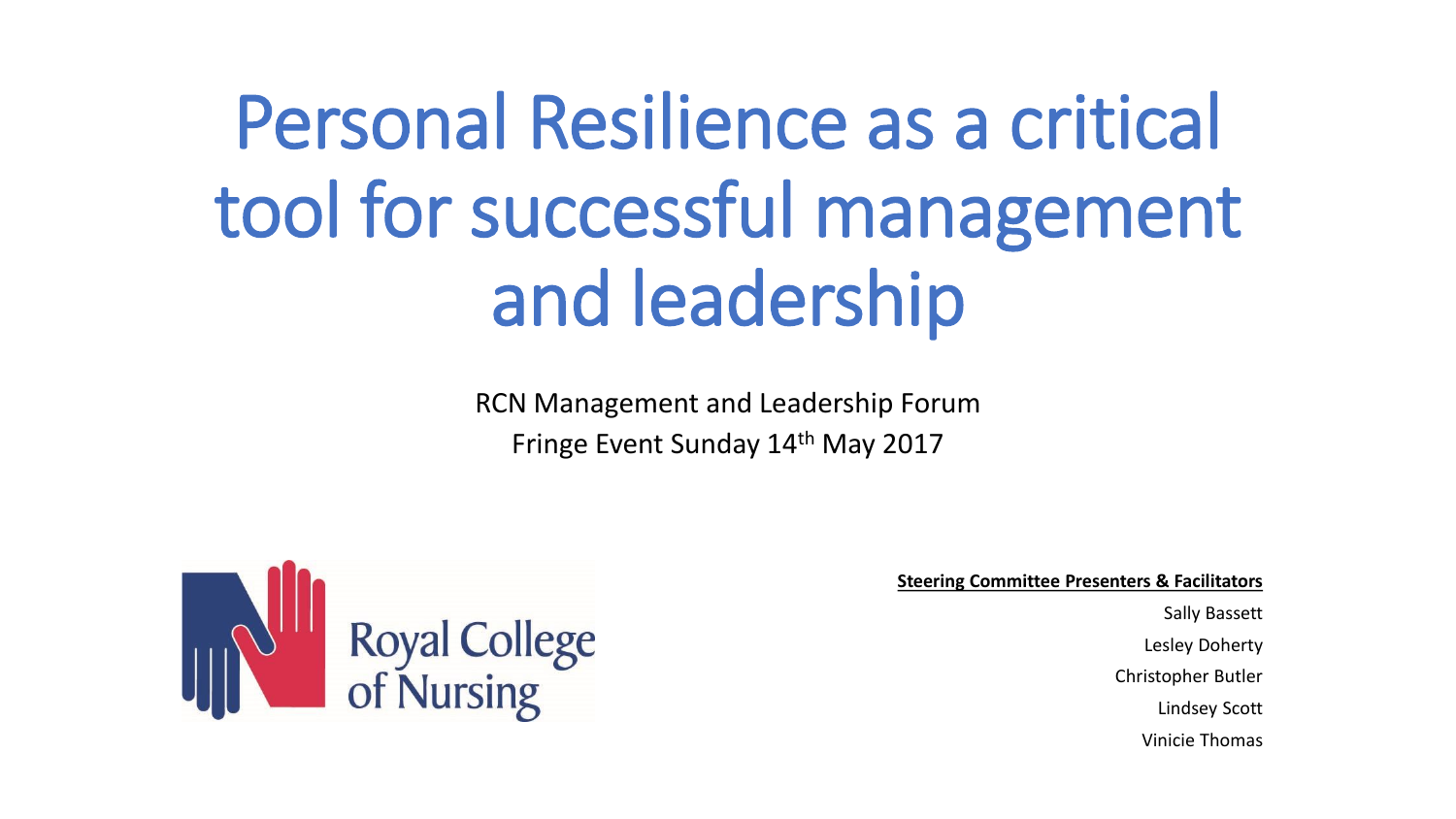# Personal Resilience as a critical tool for successful management and leadership

RCN Management and Leadership Forum
Fringe Event Sunday 14th May 2017

Royal College of Nursing

**Steering Committee Presenters & Facilitators**

Sally Bassett
Lesley Doherty
Christopher Butler
Lindsey Scott
Vinicie Thomas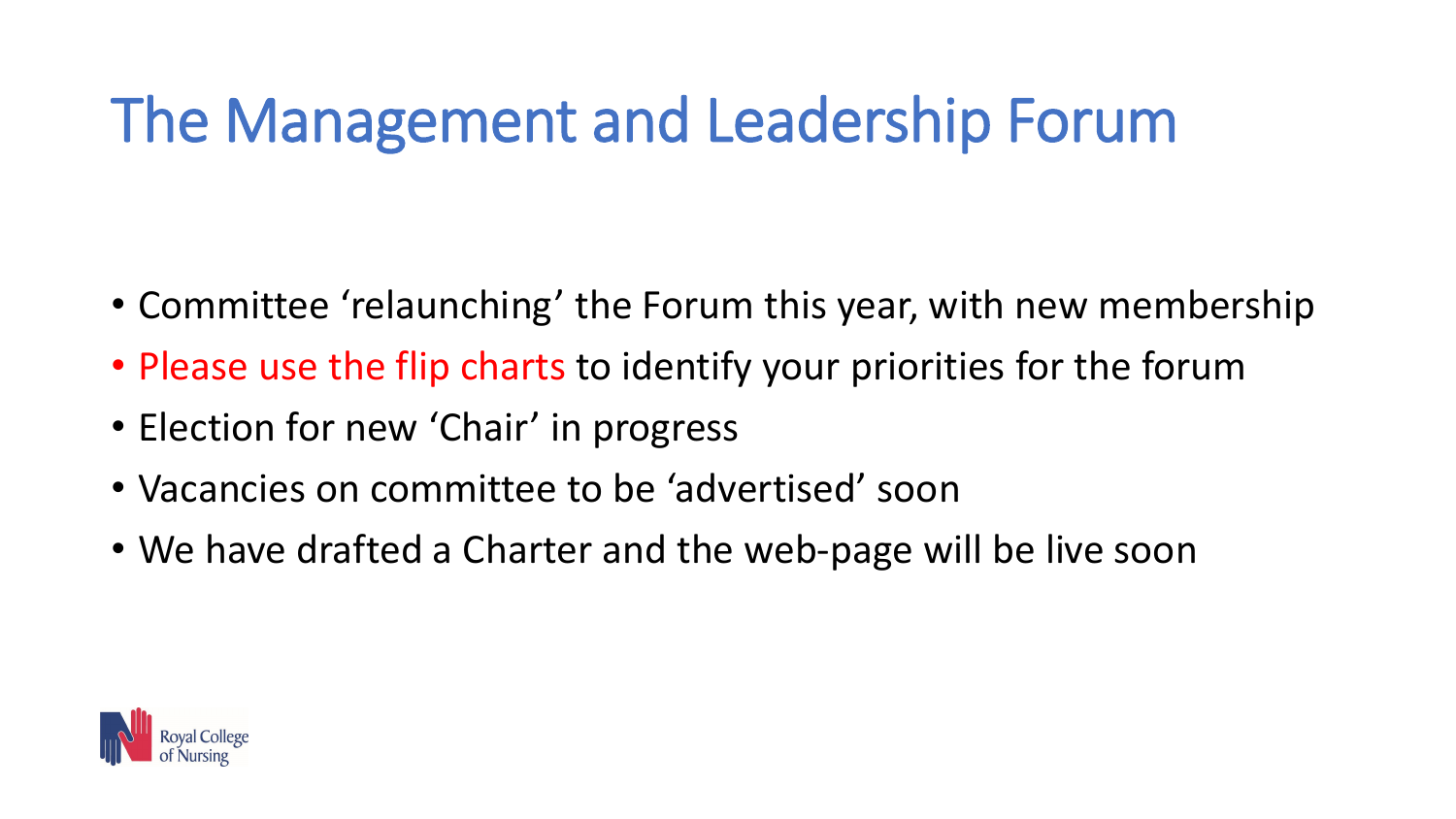# The Management and Leadership Forum

- Committee 'relaunching' the Forum this year, with new membership
- Please use the flip charts to identify your priorities for the forum
- Election for new 'Chair' in progress
- Vacancies on committee to be 'advertised' soon
- We have drafted a Charter and the web-page will be live soon

Royal College of Nursing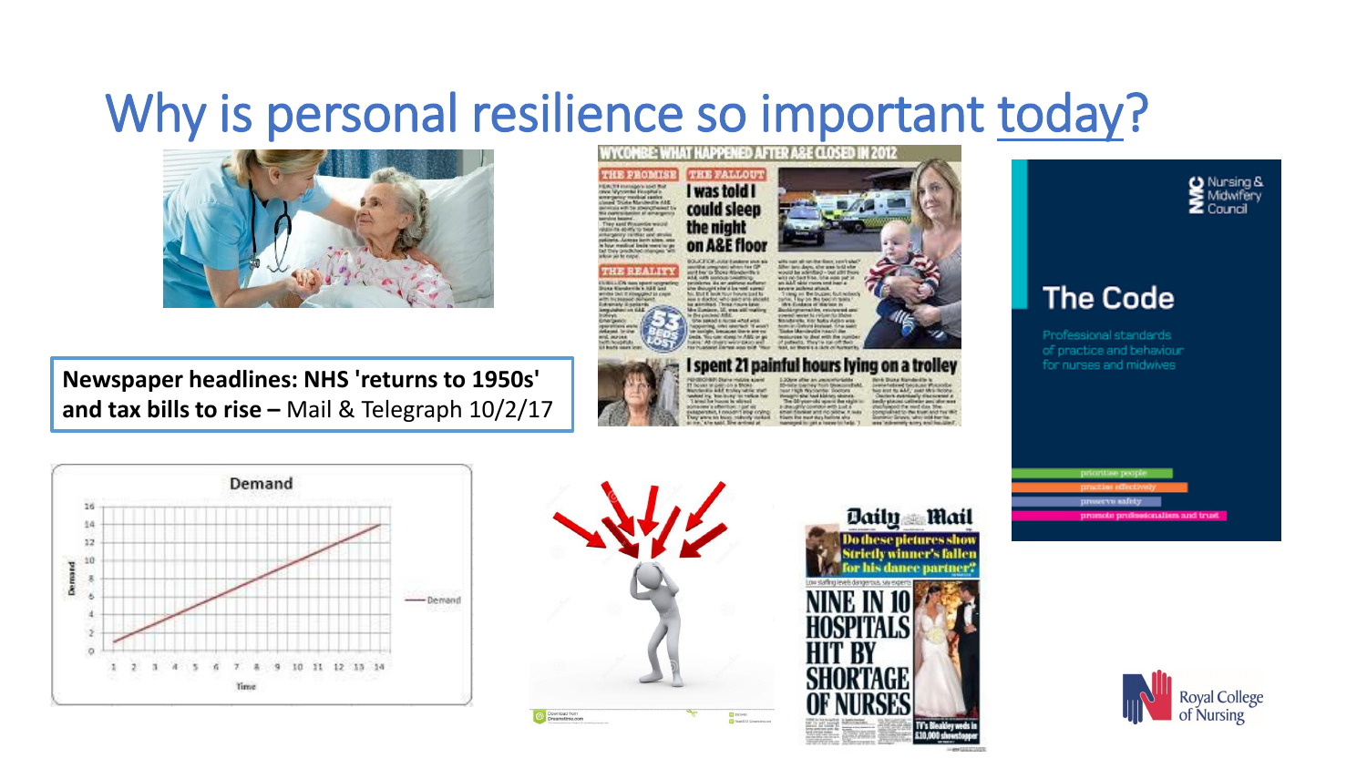# Why is personal resilience so important today?

**Newspaper headlines: NHS 'returns to 1950s' and tax bills to rise –** Mail & Telegraph 10/2/17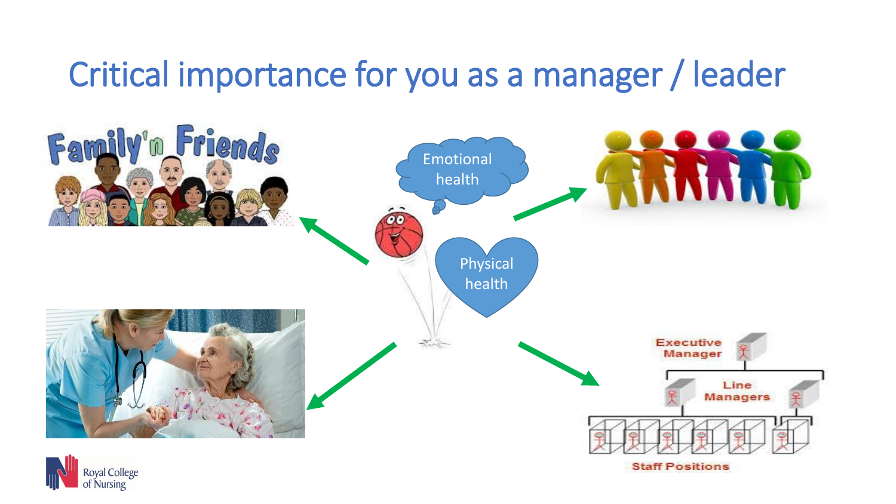# Critical importance for you as a manager / leader

Emotional health

Physical health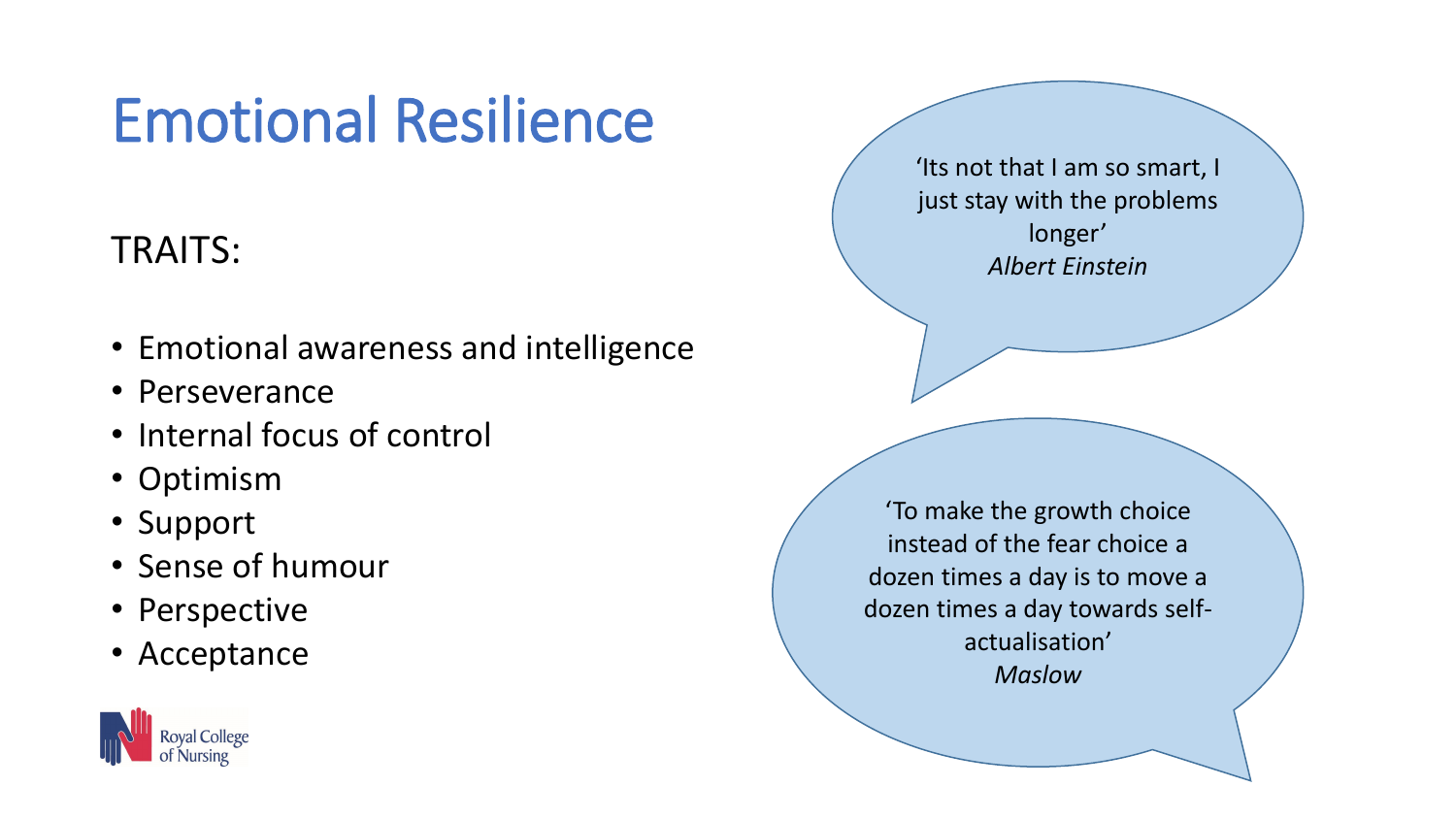# Emotional Resilience

TRAITS:

- Emotional awareness and intelligence
- Perseverance
- Internal focus of control
- Optimism
- Support
- Sense of humour
- Perspective
- Acceptance

'Its not that I am so smart, I just stay with the problems longer'
*Albert Einstein*

'To make the growth choice instead of the fear choice a dozen times a day is to move a dozen times a day towards self-actualisation'
*Maslow*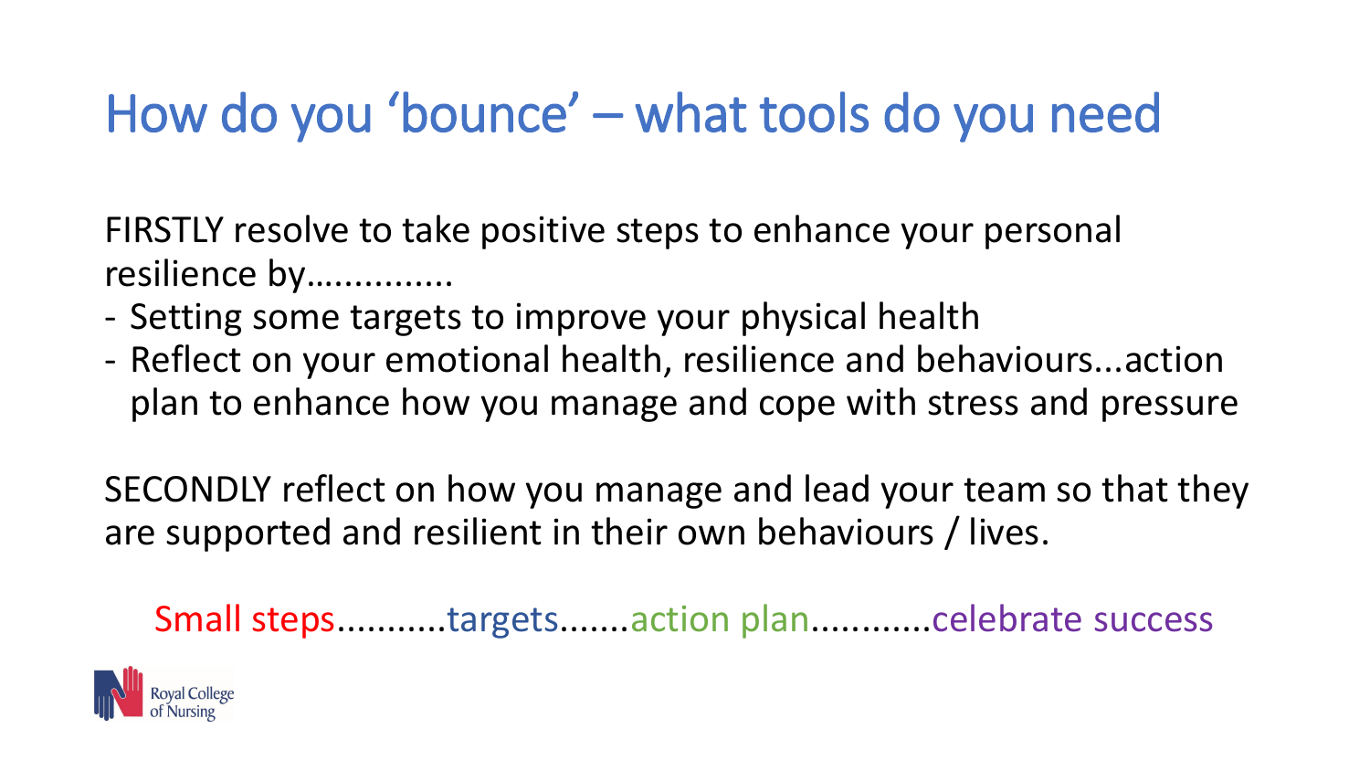# How do you ‘bounce’ – what tools do you need

FIRSTLY resolve to take positive steps to enhance your personal resilience by…………..

- Setting some targets to improve your physical health
- Reflect on your emotional health, resilience and behaviours...action plan to enhance how you manage and cope with stress and pressure

SECONDLY reflect on how you manage and lead your team so that they are supported and resilient in their own behaviours / lives.

Small steps..........targets.......action plan...........celebrate success

Royal College of Nursing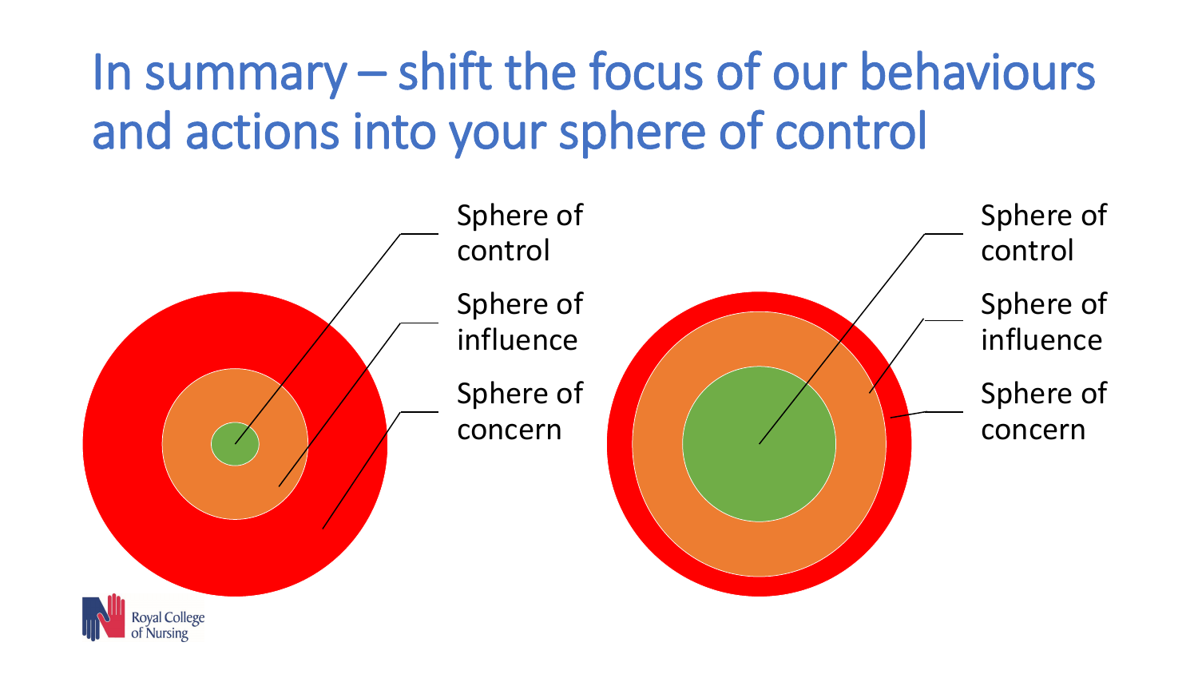# In summary – shift the focus of our behaviours and actions into your sphere of control

Sphere of control

Sphere of influence

Sphere of concern

Sphere of control

Sphere of influence

Sphere of concern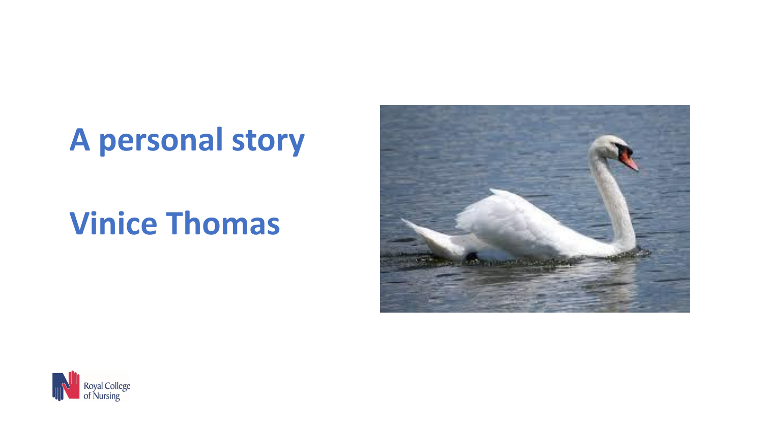# A personal story

# Vinice Thomas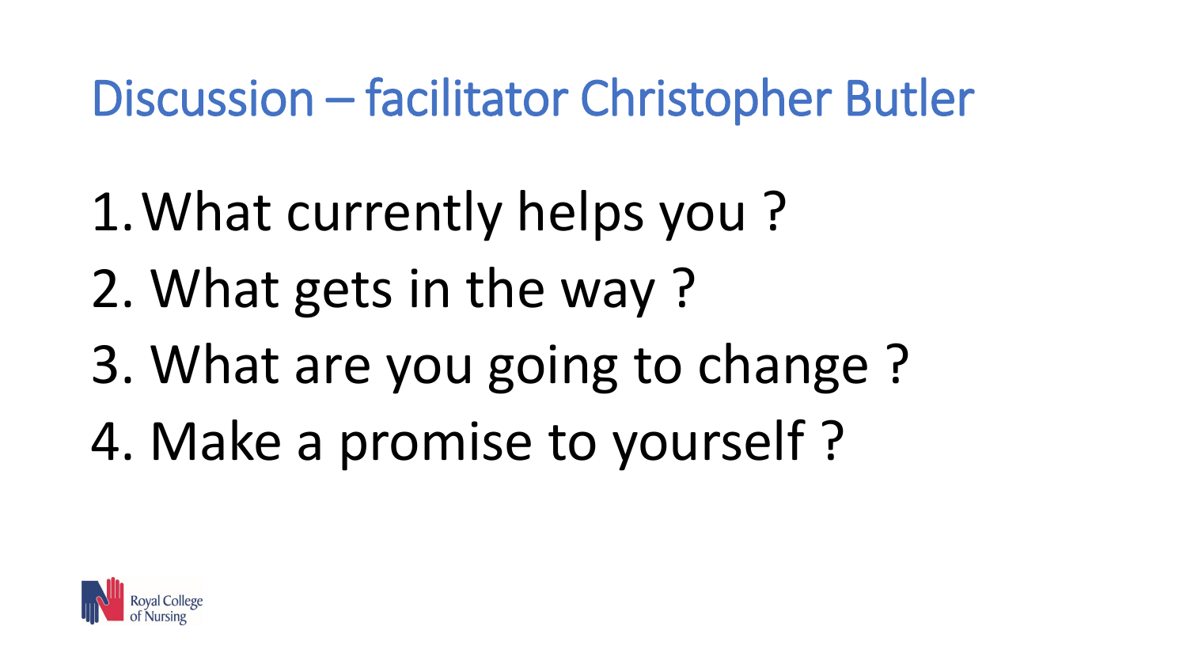# Discussion – facilitator Christopher Butler

1. What currently helps you ?
2. What gets in the way ?
3. What are you going to change ?
4. Make a promise to yourself ?

Royal College of Nursing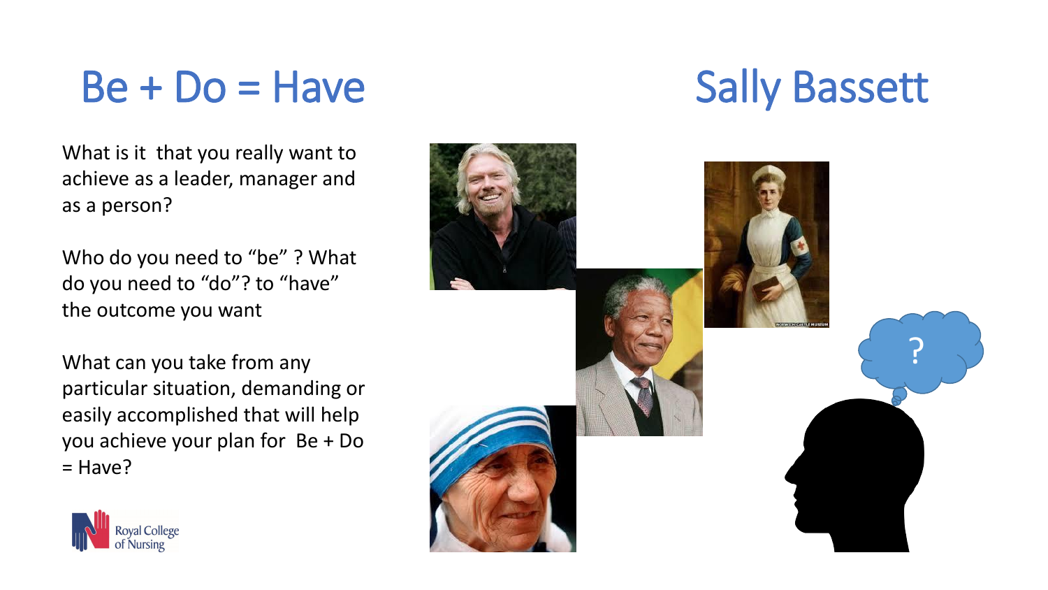# Be + Do = Have

# Sally Bassett

What is it that you really want to achieve as a leader, manager and as a person?

Who do you need to "be" ? What do you need to "do"? to "have" the outcome you want

What can you take from any particular situation, demanding or easily accomplished that will help you achieve your plan for Be + Do = Have?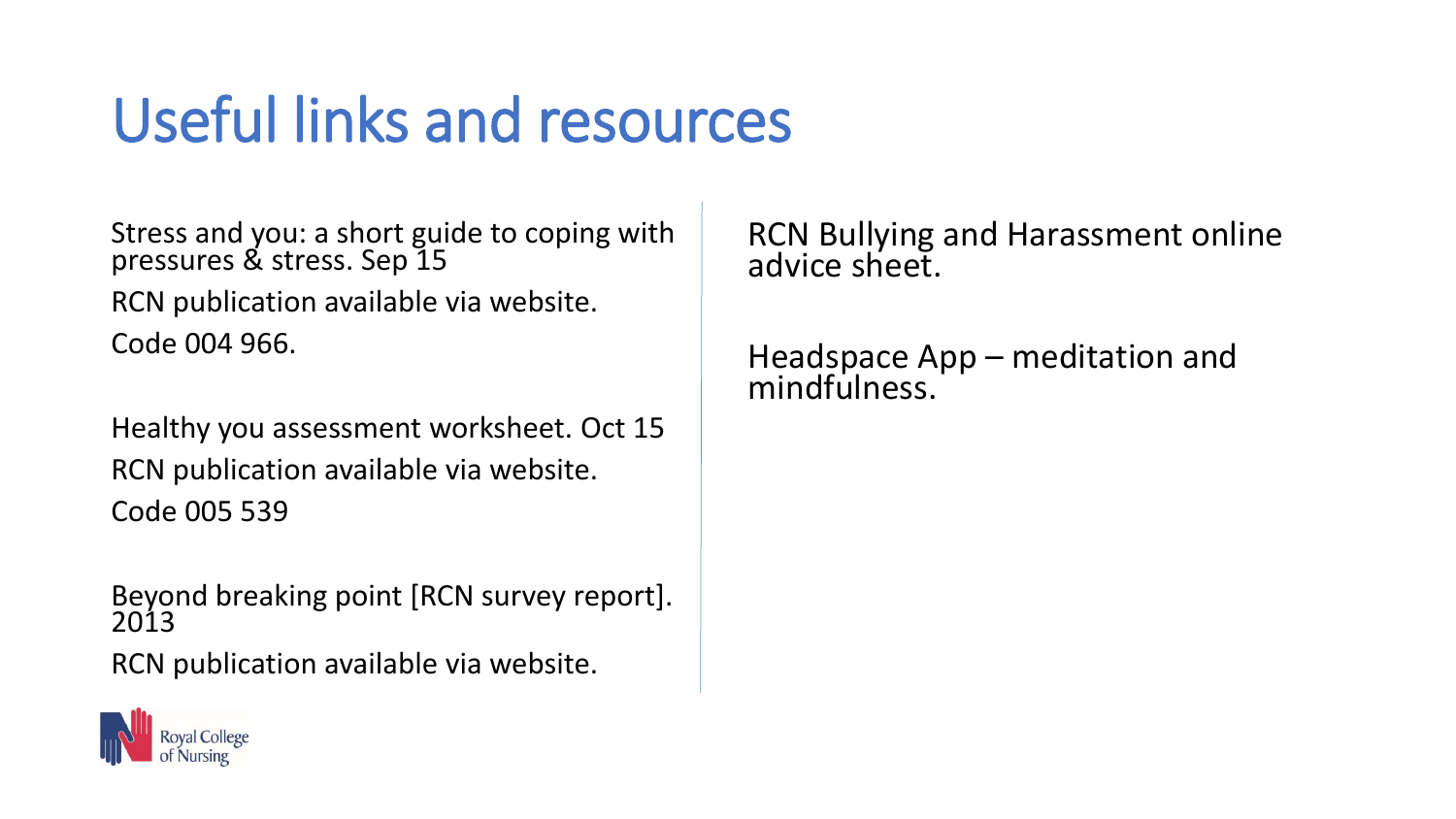# Useful links and resources

Stress and you: a short guide to coping with pressures & stress. Sep 15

RCN publication available via website.

Code 004 966.

Healthy you assessment worksheet. Oct 15

RCN publication available via website.

Code 005 539

Beyond breaking point [RCN survey report]. 2013

RCN publication available via website.

RCN Bullying and Harassment online advice sheet.

Headspace App – meditation and mindfulness.